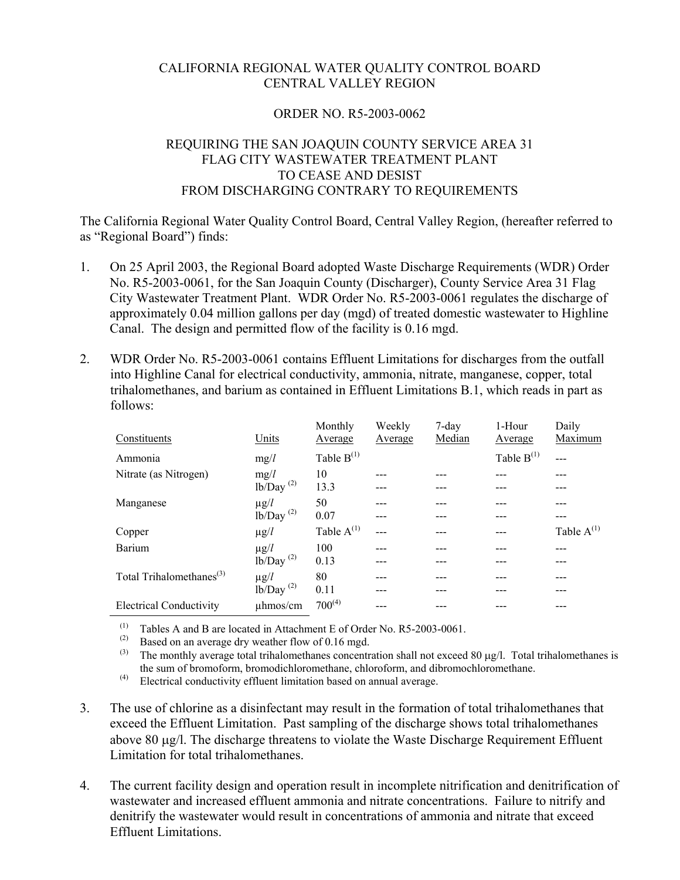CALIFORNIA REGIONAL WATER QUALITY CONTROL BOARD
CENTRAL VALLEY REGION

ORDER NO. R5-2003-0062

REQUIRING THE SAN JOAQUIN COUNTY SERVICE AREA 31
FLAG CITY WASTEWATER TREATMENT PLANT
TO CEASE AND DESIST
FROM DISCHARGING CONTRARY TO REQUIREMENTS

The California Regional Water Quality Control Board, Central Valley Region, (hereafter referred to as "Regional Board") finds:

1. On 25 April 2003, the Regional Board adopted Waste Discharge Requirements (WDR) Order No. R5-2003-0061, for the San Joaquin County (Discharger), County Service Area 31 Flag City Wastewater Treatment Plant. WDR Order No. R5-2003-0061 regulates the discharge of approximately 0.04 million gallons per day (mgd) of treated domestic wastewater to Highline Canal. The design and permitted flow of the facility is 0.16 mgd.

2. WDR Order No. R5-2003-0061 contains Effluent Limitations for discharges from the outfall into Highline Canal for electrical conductivity, ammonia, nitrate, manganese, copper, total trihalomethanes, and barium as contained in Effluent Limitations B.1, which reads in part as follows:

| Constituents | Units | Monthly Average | Weekly Average | 7-day Median | 1-Hour Average | Daily Maximum |
|---|---|---|---|---|---|---|
| Ammonia | mg/*l* | Table B[(1)] | | | Table B[(1)] | --- |
| Nitrate (as Nitrogen) | mg/*l* | 10 | --- | --- | --- | --- |
| | lb/Day [(2)] | 13.3 | --- | --- | --- | --- |
| Manganese | μg/*l* | 50 | --- | --- | --- | --- |
| | lb/Day [(2)] | 0.07 | --- | --- | --- | --- |
| Copper | μg/*l* | Table A[(1)] | --- | --- | --- | Table A[(1)] |
| Barium | μg/*l* | 100 | --- | --- | --- | --- |
| | lb/Day [(2)] | 0.13 | --- | --- | --- | --- |
| Total Trihalomethanes[(3)] | μg/*l* | 80 | --- | --- | --- | --- |
| | lb/Day [(2)] | 0.11 | --- | --- | --- | --- |
| Electrical Conductivity | μhmos/cm | 700[(4)] | --- | --- | --- | --- |

(1) Tables A and B are located in Attachment E of Order No. R5-2003-0061.
(2) Based on an average dry weather flow of 0.16 mgd.
(3) The monthly average total trihalomethanes concentration shall not exceed 80 μg/l. Total trihalomethanes is the sum of bromoform, bromodichloromethane, chloroform, and dibromochloromethane.
(4) Electrical conductivity effluent limitation based on annual average.

3. The use of chlorine as a disinfectant may result in the formation of total trihalomethanes that exceed the Effluent Limitation. Past sampling of the discharge shows total trihalomethanes above 80 μg/l. The discharge threatens to violate the Waste Discharge Requirement Effluent Limitation for total trihalomethanes.

4. The current facility design and operation result in incomplete nitrification and denitrification of wastewater and increased effluent ammonia and nitrate concentrations. Failure to nitrify and denitrify the wastewater would result in concentrations of ammonia and nitrate that exceed Effluent Limitations.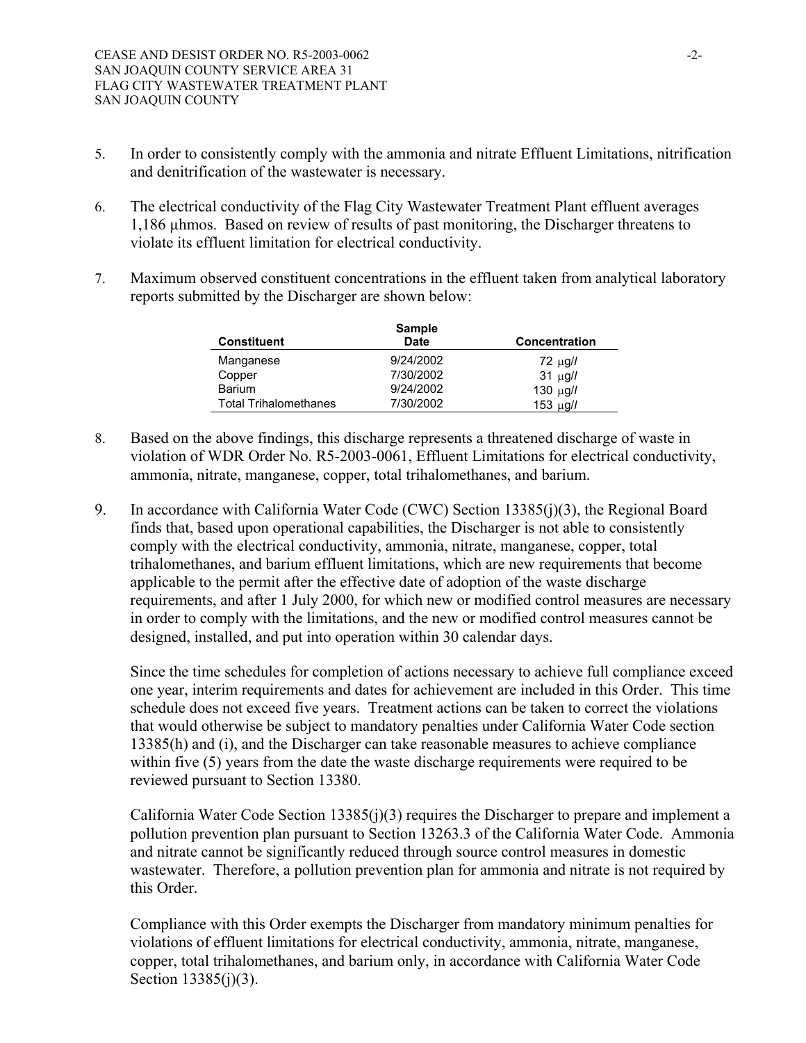5. In order to consistently comply with the ammonia and nitrate Effluent Limitations, nitrification and denitrification of the wastewater is necessary.

6. The electrical conductivity of the Flag City Wastewater Treatment Plant effluent averages 1,186 µhmos. Based on review of results of past monitoring, the Discharger threatens to violate its effluent limitation for electrical conductivity.

7. Maximum observed constituent concentrations in the effluent taken from analytical laboratory reports submitted by the Discharger are shown below:

| Constituent | Sample Date | Concentration |
|---|---|---|
| Manganese | 9/24/2002 | 72 µg/l |
| Copper | 7/30/2002 | 31 µg/l |
| Barium | 9/24/2002 | 130 µg/l |
| Total Trihalomethanes | 7/30/2002 | 153 µg/l |

8. Based on the above findings, this discharge represents a threatened discharge of waste in violation of WDR Order No. R5-2003-0061, Effluent Limitations for electrical conductivity, ammonia, nitrate, manganese, copper, total trihalomethanes, and barium.

9. In accordance with California Water Code (CWC) Section 13385(j)(3), the Regional Board finds that, based upon operational capabilities, the Discharger is not able to consistently comply with the electrical conductivity, ammonia, nitrate, manganese, copper, total trihalomethanes, and barium effluent limitations, which are new requirements that become applicable to the permit after the effective date of adoption of the waste discharge requirements, and after 1 July 2000, for which new or modified control measures are necessary in order to comply with the limitations, and the new or modified control measures cannot be designed, installed, and put into operation within 30 calendar days.

   Since the time schedules for completion of actions necessary to achieve full compliance exceed one year, interim requirements and dates for achievement are included in this Order. This time schedule does not exceed five years. Treatment actions can be taken to correct the violations that would otherwise be subject to mandatory penalties under California Water Code section 13385(h) and (i), and the Discharger can take reasonable measures to achieve compliance within five (5) years from the date the waste discharge requirements were required to be reviewed pursuant to Section 13380.

   California Water Code Section 13385(j)(3) requires the Discharger to prepare and implement a pollution prevention plan pursuant to Section 13263.3 of the California Water Code. Ammonia and nitrate cannot be significantly reduced through source control measures in domestic wastewater. Therefore, a pollution prevention plan for ammonia and nitrate is not required by this Order.

   Compliance with this Order exempts the Discharger from mandatory minimum penalties for violations of effluent limitations for electrical conductivity, ammonia, nitrate, manganese, copper, total trihalomethanes, and barium only, in accordance with California Water Code Section 13385(j)(3).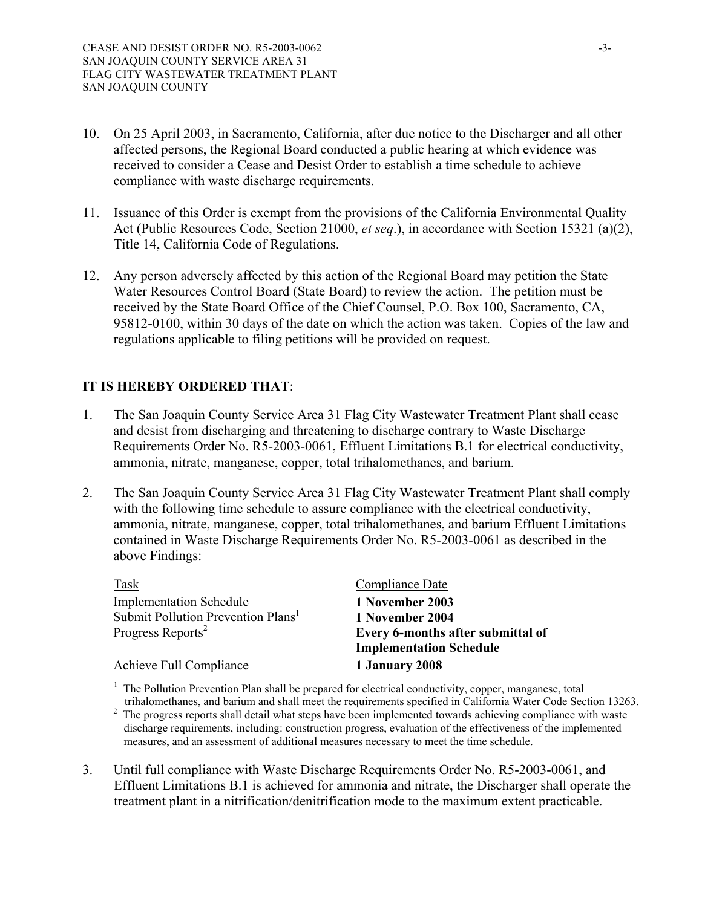10. On 25 April 2003, in Sacramento, California, after due notice to the Discharger and all other affected persons, the Regional Board conducted a public hearing at which evidence was received to consider a Cease and Desist Order to establish a time schedule to achieve compliance with waste discharge requirements.

11. Issuance of this Order is exempt from the provisions of the California Environmental Quality Act (Public Resources Code, Section 21000, *et seq*.), in accordance with Section 15321 (a)(2), Title 14, California Code of Regulations.

12. Any person adversely affected by this action of the Regional Board may petition the State Water Resources Control Board (State Board) to review the action. The petition must be received by the State Board Office of the Chief Counsel, P.O. Box 100, Sacramento, CA, 95812-0100, within 30 days of the date on which the action was taken. Copies of the law and regulations applicable to filing petitions will be provided on request.

**IT IS HEREBY ORDERED THAT**:

1. The San Joaquin County Service Area 31 Flag City Wastewater Treatment Plant shall cease and desist from discharging and threatening to discharge contrary to Waste Discharge Requirements Order No. R5-2003-0061, Effluent Limitations B.1 for electrical conductivity, ammonia, nitrate, manganese, copper, total trihalomethanes, and barium.

2. The San Joaquin County Service Area 31 Flag City Wastewater Treatment Plant shall comply with the following time schedule to assure compliance with the electrical conductivity, ammonia, nitrate, manganese, copper, total trihalomethanes, and barium Effluent Limitations contained in Waste Discharge Requirements Order No. R5-2003-0061 as described in the above Findings:

| Task | Compliance Date |
|---|---|
| Implementation Schedule | **1 November 2003** |
| Submit Pollution Prevention Plans[1] | **1 November 2004** |
| Progress Reports[2] | **Every 6-months after submittal of Implementation Schedule** |
| Achieve Full Compliance | **1 January 2008** |

[1] The Pollution Prevention Plan shall be prepared for electrical conductivity, copper, manganese, total trihalomethanes, and barium and shall meet the requirements specified in California Water Code Section 13263.

[2] The progress reports shall detail what steps have been implemented towards achieving compliance with waste discharge requirements, including: construction progress, evaluation of the effectiveness of the implemented measures, and an assessment of additional measures necessary to meet the time schedule.

3. Until full compliance with Waste Discharge Requirements Order No. R5-2003-0061, and Effluent Limitations B.1 is achieved for ammonia and nitrate, the Discharger shall operate the treatment plant in a nitrification/denitrification mode to the maximum extent practicable.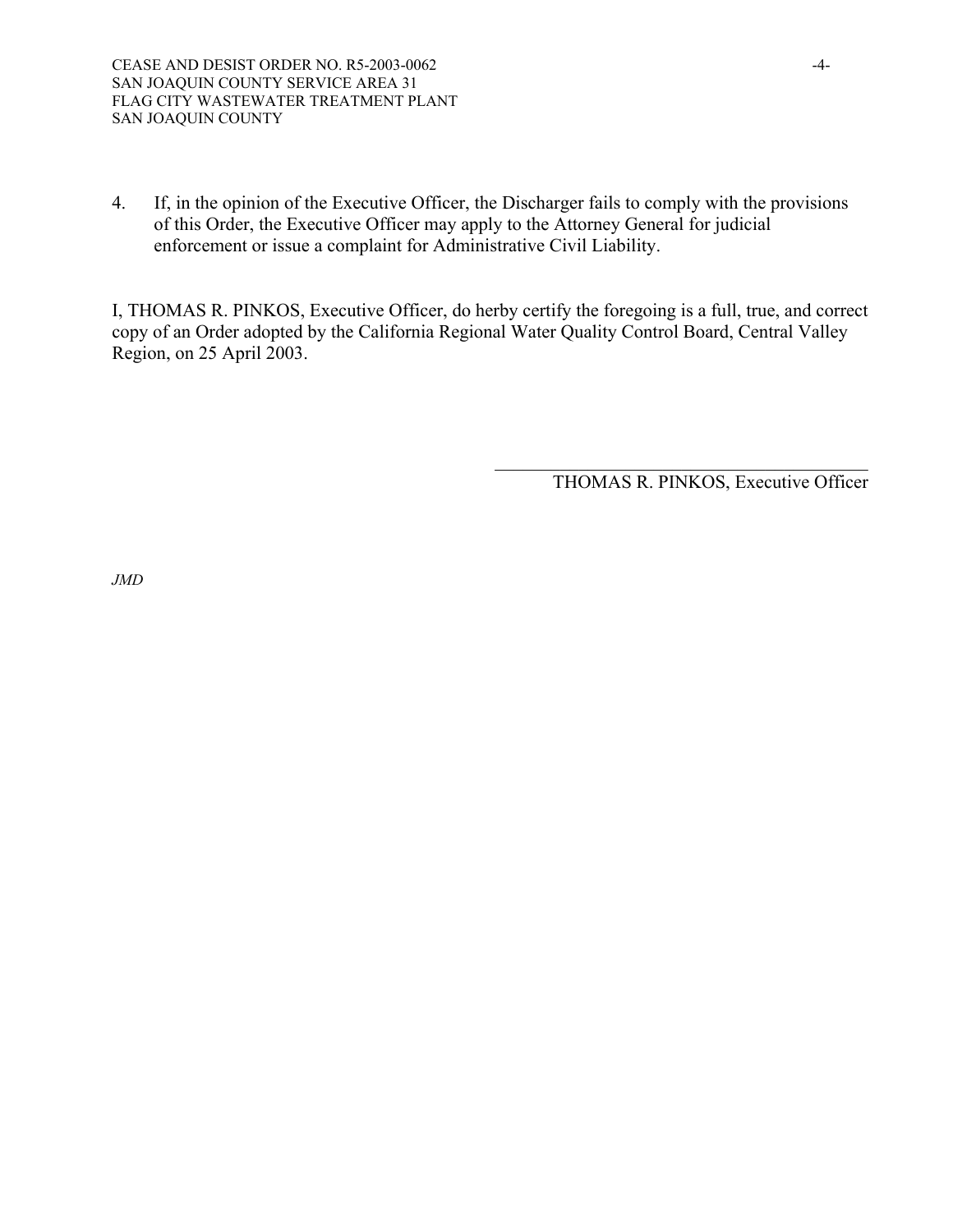4. If, in the opinion of the Executive Officer, the Discharger fails to comply with the provisions of this Order, the Executive Officer may apply to the Attorney General for judicial enforcement or issue a complaint for Administrative Civil Liability.

I, THOMAS R. PINKOS, Executive Officer, do herby certify the foregoing is a full, true, and correct copy of an Order adopted by the California Regional Water Quality Control Board, Central Valley Region, on 25 April 2003.

\_\_\_\_\_\_\_\_\_\_\_\_\_\_\_\_\_\_\_\_\_\_\_\_\_\_\_\_\_\_\_\_\_\_\_\_

THOMAS R. PINKOS, Executive Officer

*JMD*